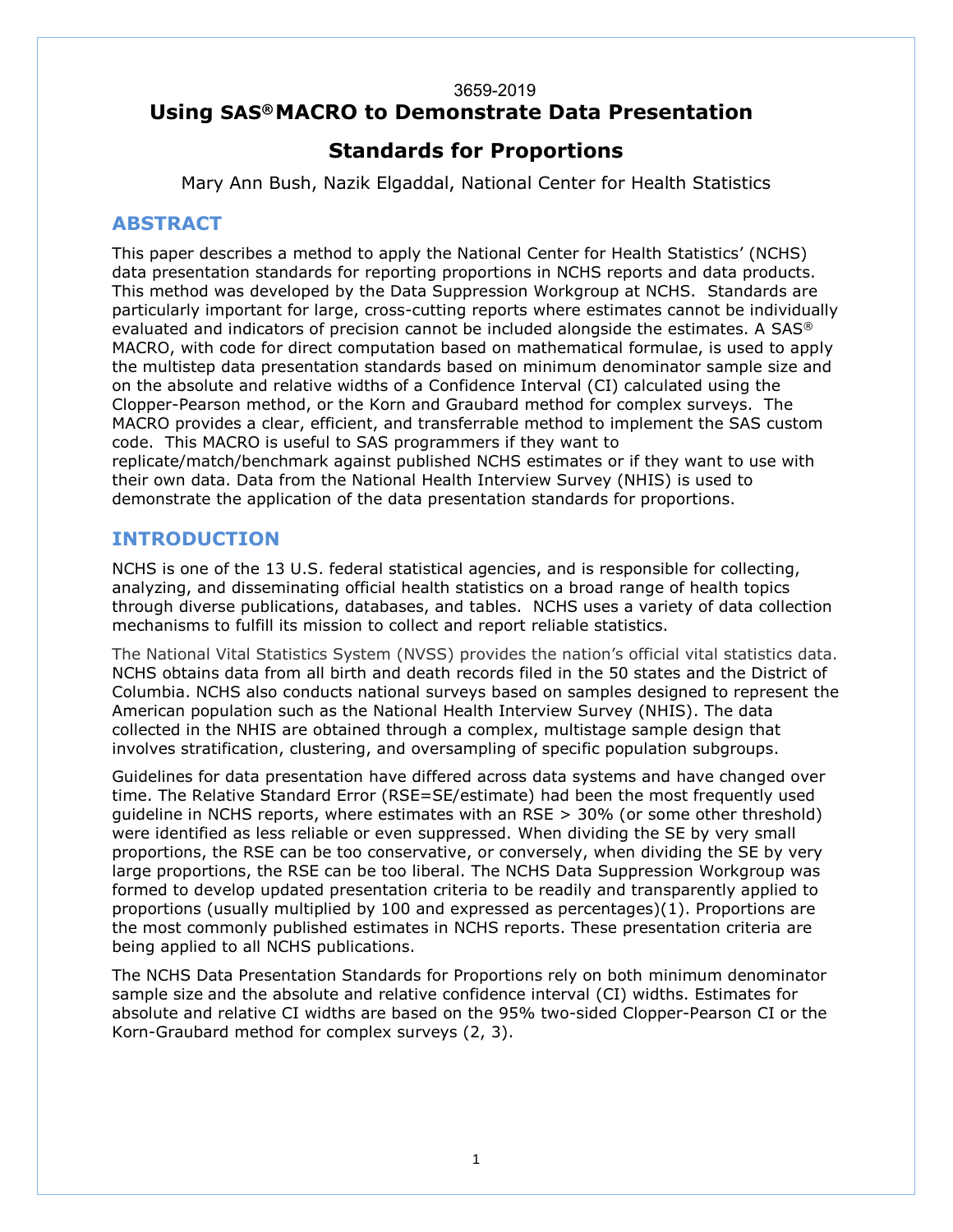3659-2019

# Using SAS® MACRO to Demonstrate Data Presentation Standards for Proportions

Mary Ann Bush, Nazik Elgaddal, National Center for Health Statistics

## ABSTRACT

This paper describes a method to apply the National Center for Health Statistics' (NCHS) data presentation standards for reporting proportions in NCHS reports and data products. This method was developed by the Data Suppression Workgroup at NCHS. Standards are particularly important for large, cross-cutting reports where estimates cannot be individually evaluated and indicators of precision cannot be included alongside the estimates. A SAS® MACRO, with code for direct computation based on mathematical formulae, is used to apply the multistep data presentation standards based on minimum denominator sample size and on the absolute and relative widths of a Confidence Interval (CI) calculated using the Clopper-Pearson method, or the Korn and Graubard method for complex surveys. The MACRO provides a clear, efficient, and transferrable method to implement the SAS custom code. This MACRO is useful to SAS programmers if they want to replicate/match/benchmark against published NCHS estimates or if they want to use with their own data. Data from the National Health Interview Survey (NHIS) is used to demonstrate the application of the data presentation standards for proportions.

## INTRODUCTION

NCHS is one of the 13 U.S. federal statistical agencies, and is responsible for collecting, analyzing, and disseminating official health statistics on a broad range of health topics through diverse publications, databases, and tables. NCHS uses a variety of data collection mechanisms to fulfill its mission to collect and report reliable statistics.

The National Vital Statistics System (NVSS) provides the nation's official vital statistics data. NCHS obtains data from all birth and death records filed in the 50 states and the District of Columbia. NCHS also conducts national surveys based on samples designed to represent the American population such as the National Health Interview Survey (NHIS). The data collected in the NHIS are obtained through a complex, multistage sample design that involves stratification, clustering, and oversampling of specific population subgroups.

Guidelines for data presentation have differed across data systems and have changed over time. The Relative Standard Error (RSE=SE/estimate) had been the most frequently used guideline in NCHS reports, where estimates with an RSE > 30% (or some other threshold) were identified as less reliable or even suppressed. When dividing the SE by very small proportions, the RSE can be too conservative, or conversely, when dividing the SE by very large proportions, the RSE can be too liberal. The NCHS Data Suppression Workgroup was formed to develop updated presentation criteria to be readily and transparently applied to proportions (usually multiplied by 100 and expressed as percentages)(1). Proportions are the most commonly published estimates in NCHS reports. These presentation criteria are being applied to all NCHS publications.

The NCHS Data Presentation Standards for Proportions rely on both minimum denominator sample size and the absolute and relative confidence interval (CI) widths. Estimates for absolute and relative CI widths are based on the 95% two-sided Clopper-Pearson CI or the Korn-Graubard method for complex surveys (2, 3).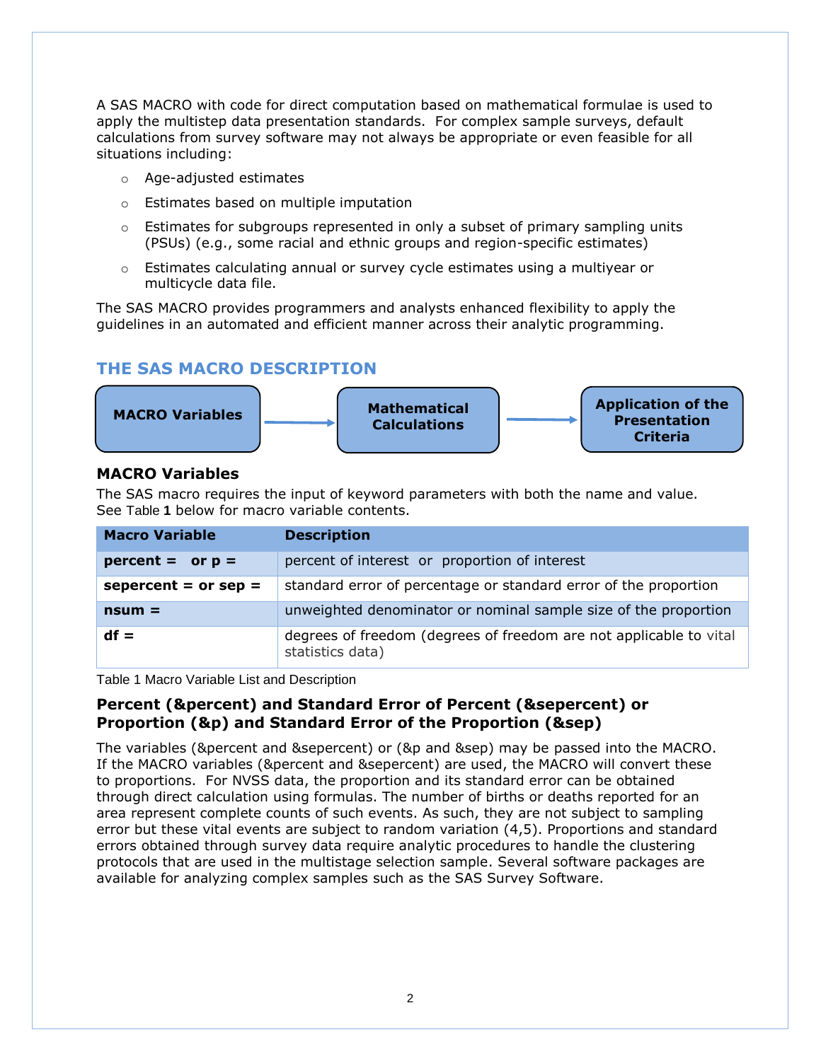A SAS MACRO with code for direct computation based on mathematical formulae is used to apply the multistep data presentation standards. For complex sample surveys, default calculations from survey software may not always be appropriate or even feasible for all situations including:

- Age-adjusted estimates
- Estimates based on multiple imputation
- Estimates for subgroups represented in only a subset of primary sampling units (PSUs) (e.g., some racial and ethnic groups and region-specific estimates)
- Estimates calculating annual or survey cycle estimates using a multiyear or multicycle data file.

The SAS MACRO provides programmers and analysts enhanced flexibility to apply the guidelines in an automated and efficient manner across their analytic programming.

## THE SAS MACRO DESCRIPTION

**MACRO Variables** → **Mathematical Calculations** → **Application of the Presentation Criteria**

### MACRO Variables

The SAS macro requires the input of keyword parameters with both the name and value. See Table **1** below for macro variable contents.

| Macro Variable | Description |
|---|---|
| **percent = or p =** | percent of interest or proportion of interest |
| **sepercent = or sep =** | standard error of percentage or standard error of the proportion |
| **nsum =** | unweighted denominator or nominal sample size of the proportion |
| **df =** | degrees of freedom (degrees of freedom are not applicable to vital statistics data) |

Table 1 Macro Variable List and Description

### Percent (&percent) and Standard Error of Percent (&sepercent) or Proportion (&p) and Standard Error of the Proportion (&sep)

The variables (&percent and &sepercent) or (&p and &sep) may be passed into the MACRO. If the MACRO variables (&percent and &sepercent) are used, the MACRO will convert these to proportions. For NVSS data, the proportion and its standard error can be obtained through direct calculation using formulas. The number of births or deaths reported for an area represent complete counts of such events. As such, they are not subject to sampling error but these vital events are subject to random variation (4,5). Proportions and standard errors obtained through survey data require analytic procedures to handle the clustering protocols that are used in the multistage selection sample. Several software packages are available for analyzing complex samples such as the SAS Survey Software.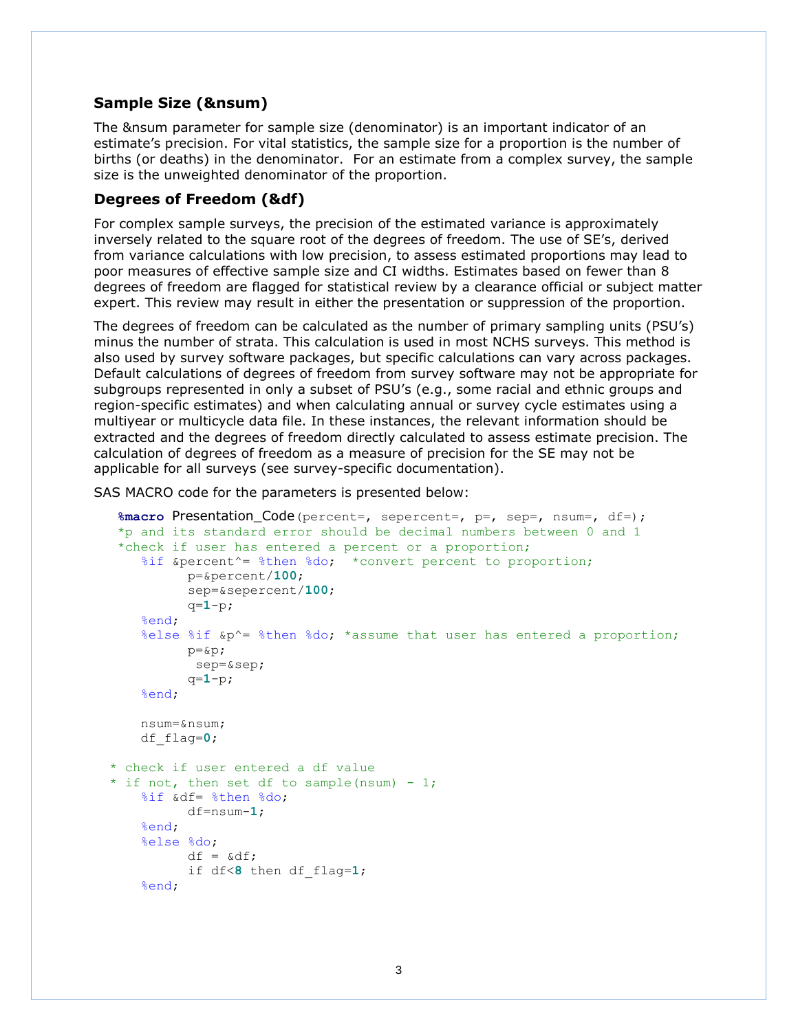### Sample Size (&nsum)

The &nsum parameter for sample size (denominator) is an important indicator of an estimate's precision. For vital statistics, the sample size for a proportion is the number of births (or deaths) in the denominator. For an estimate from a complex survey, the sample size is the unweighted denominator of the proportion.

### Degrees of Freedom (&df)

For complex sample surveys, the precision of the estimated variance is approximately inversely related to the square root of the degrees of freedom. The use of SE's, derived from variance calculations with low precision, to assess estimated proportions may lead to poor measures of effective sample size and CI widths. Estimates based on fewer than 8 degrees of freedom are flagged for statistical review by a clearance official or subject matter expert. This review may result in either the presentation or suppression of the proportion.

The degrees of freedom can be calculated as the number of primary sampling units (PSU's) minus the number of strata. This calculation is used in most NCHS surveys. This method is also used by survey software packages, but specific calculations can vary across packages. Default calculations of degrees of freedom from survey software may not be appropriate for subgroups represented in only a subset of PSU's (e.g., some racial and ethnic groups and region-specific estimates) and when calculating annual or survey cycle estimates using a multiyear or multicycle data file. In these instances, the relevant information should be extracted and the degrees of freedom directly calculated to assess estimate precision. The calculation of degrees of freedom as a measure of precision for the SE may not be applicable for all surveys (see survey-specific documentation).

SAS MACRO code for the parameters is presented below:

```
%macro Presentation_Code(percent=, sepercent=, p=, sep=, nsum=, df=);
*p and its standard error should be decimal numbers between 0 and 1
*check if user has entered a percent or a proportion;
   %if &percent^= %then %do;  *convert percent to proportion;
         p=&percent/100;
         sep=&sepercent/100;
         q=1-p;
   %end;
   %else %if &p^= %then %do; *assume that user has entered a proportion;
         p=&p;
          sep=&sep;
         q=1-p;
   %end;

   nsum=&nsum;
   df_flag=0;

* check if user entered a df value
* if not, then set df to sample(nsum) - 1;
   %if &df= %then %do;
         df=nsum-1;
   %end;
   %else %do;
         df = &df;
         if df<8 then df_flag=1;
   %end;
```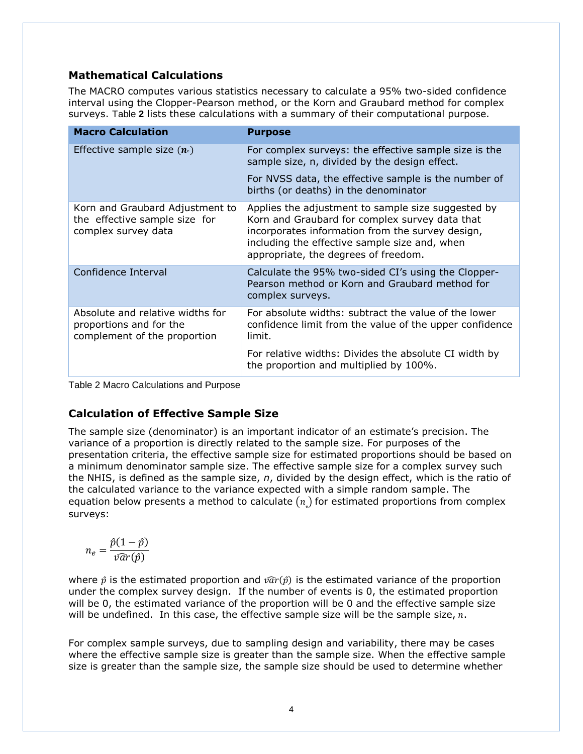## Mathematical Calculations

The MACRO computes various statistics necessary to calculate a 95% two-sided confidence interval using the Clopper-Pearson method, or the Korn and Graubard method for complex surveys. Table **2** lists these calculations with a summary of their computational purpose.

| Macro Calculation | Purpose |
|---|---|
| Effective sample size ($n_e$) | For complex surveys: the effective sample size is the sample size, n, divided by the design effect.<br><br>For NVSS data, the effective sample is the number of births (or deaths) in the denominator |
| Korn and Graubard Adjustment to the effective sample size for complex survey data | Applies the adjustment to sample size suggested by Korn and Graubard for complex survey data that incorporates information from the survey design, including the effective sample size and, when appropriate, the degrees of freedom. |
| Confidence Interval | Calculate the 95% two-sided CI's using the Clopper-Pearson method or Korn and Graubard method for complex surveys. |
| Absolute and relative widths for proportions and for the complement of the proportion | For absolute widths: subtract the value of the lower confidence limit from the value of the upper confidence limit.<br><br>For relative widths: Divides the absolute CI width by the proportion and multiplied by 100%. |

Table 2 Macro Calculations and Purpose

## Calculation of Effective Sample Size

The sample size (denominator) is an important indicator of an estimate's precision. The variance of a proportion is directly related to the sample size. For purposes of the presentation criteria, the effective sample size for estimated proportions should be based on a minimum denominator sample size. The effective sample size for a complex survey such the NHIS, is defined as the sample size, *n*, divided by the design effect, which is the ratio of the calculated variance to the variance expected with a simple random sample. The equation below presents a method to calculate $(n_e)$ for estimated proportions from complex surveys:

$$n_e = \frac{\hat{p}(1-\hat{p})}{\widehat{var}(\hat{p})}$$

where $\hat{p}$ is the estimated proportion and $\widehat{var}(\hat{p})$ is the estimated variance of the proportion under the complex survey design. If the number of events is 0, the estimated proportion will be 0, the estimated variance of the proportion will be 0 and the effective sample size will be undefined. In this case, the effective sample size will be the sample size, $n$.

For complex sample surveys, due to sampling design and variability, there may be cases where the effective sample size is greater than the sample size. When the effective sample size is greater than the sample size, the sample size should be used to determine whether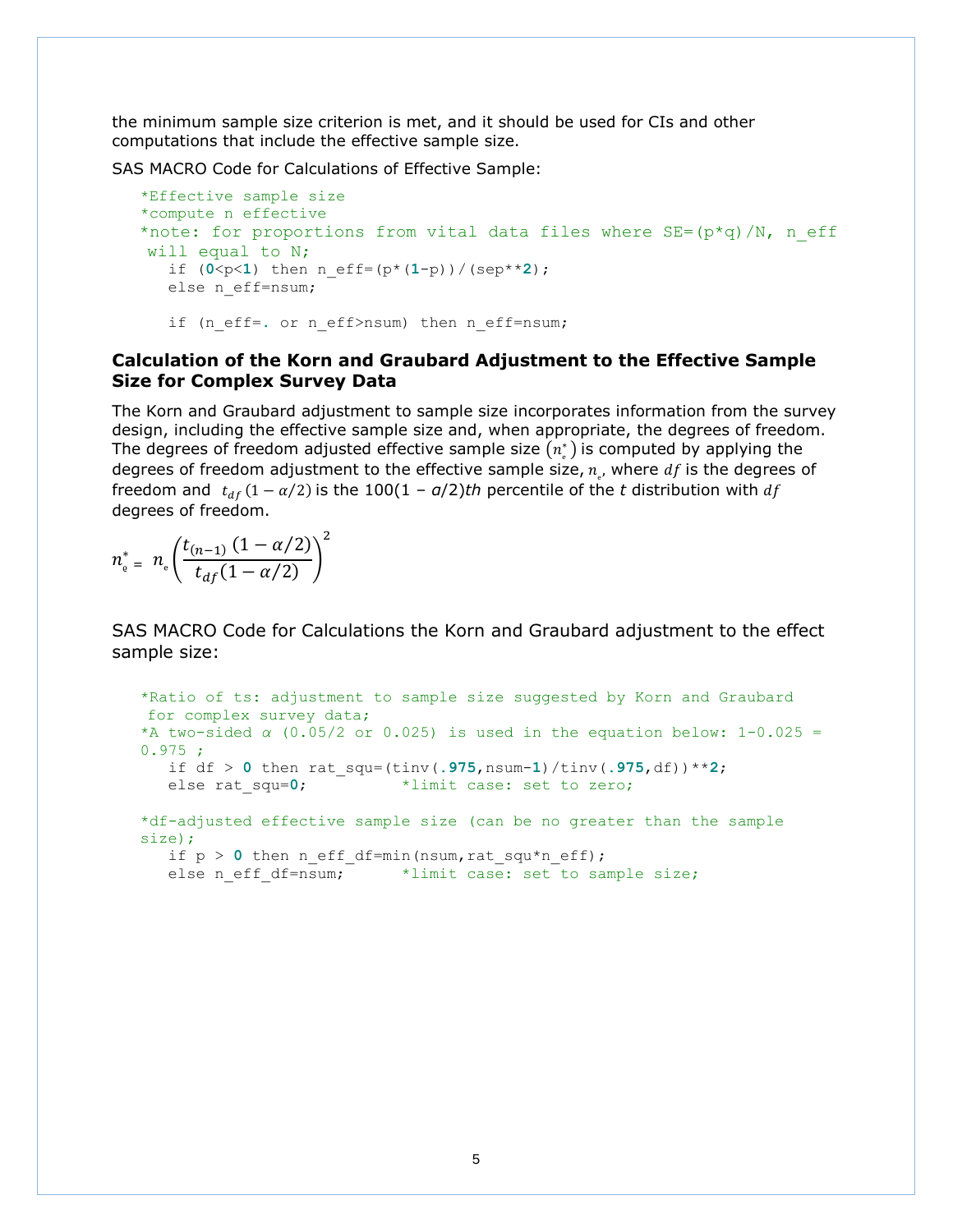the minimum sample size criterion is met, and it should be used for CIs and other computations that include the effective sample size.

SAS MACRO Code for Calculations of Effective Sample:

```
*Effective sample size
*compute n effective
*note: for proportions from vital data files where SE=(p*q)/N, n_eff
 will equal to N;
   if (0<p<1) then n_eff=(p*(1-p))/(sep**2);
   else n_eff=nsum;

   if (n_eff=. or n_eff>nsum) then n_eff=nsum;
```

### Calculation of the Korn and Graubard Adjustment to the Effective Sample Size for Complex Survey Data

The Korn and Graubard adjustment to sample size incorporates information from the survey design, including the effective sample size and, when appropriate, the degrees of freedom. The degrees of freedom adjusted effective sample size $(n_e^*)$ is computed by applying the degrees of freedom adjustment to the effective sample size, $n_e$, where $df$ is the degrees of freedom and $t_{df}(1-\alpha/2)$ is the 100(1 – *α*/2)*th* percentile of the *t* distribution with $df$ degrees of freedom.

$$n_e^* = n_e \left( \frac{t_{(n-1)}\,(1-\alpha/2)}{t_{df}(1-\alpha/2)} \right)^2$$

SAS MACRO Code for Calculations the Korn and Graubard adjustment to the effect sample size:

```
*Ratio of ts: adjustment to sample size suggested by Korn and Graubard
 for complex survey data;
*A two-sided α (0.05/2 or 0.025) is used in the equation below: 1-0.025 =
0.975 ;
   if df > 0 then rat_squ=(tinv(.975,nsum-1)/tinv(.975,df))**2;
   else rat_squ=0;          *limit case: set to zero;

*df-adjusted effective sample size (can be no greater than the sample
size);
   if p > 0 then n_eff_df=min(nsum,rat_squ*n_eff);
   else n_eff_df=nsum;      *limit case: set to sample size;
```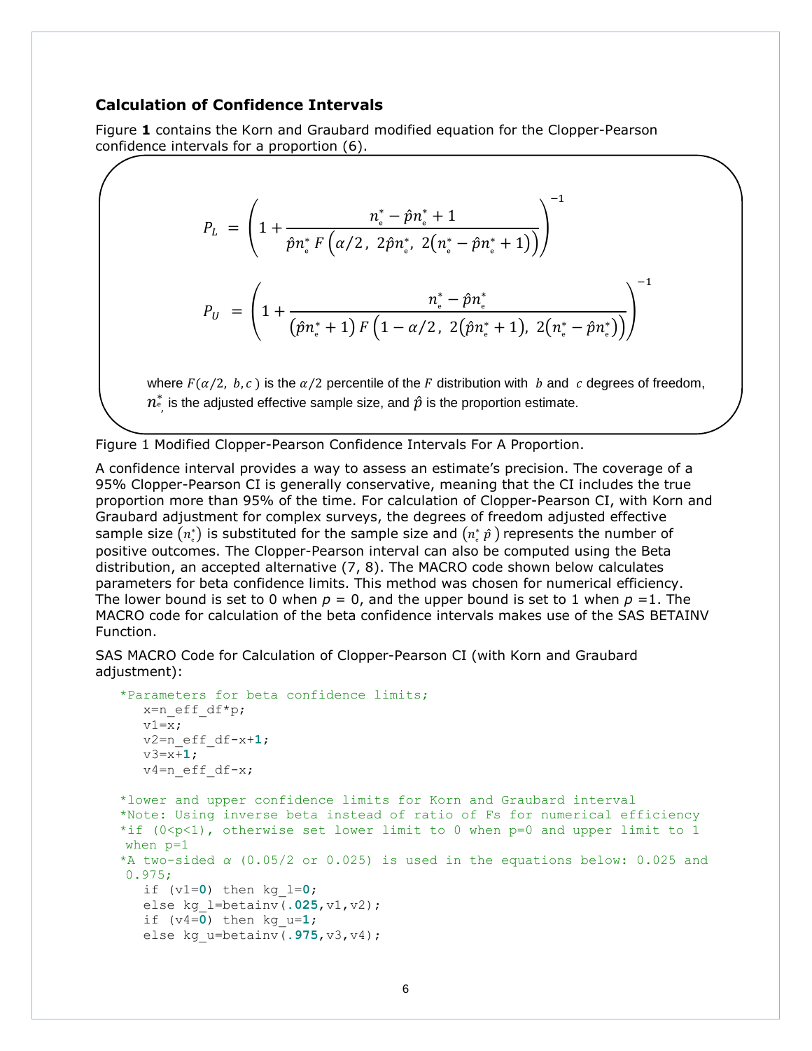### Calculation of Confidence Intervals

Figure **1** contains the Korn and Graubard modified equation for the Clopper-Pearson confidence intervals for a proportion (6).

$$P_L = \left(1 + \frac{n_e^* - \hat{p}n_e^* + 1}{\hat{p}n_e^* \, F\left(\alpha/2,\ 2\hat{p}n_e^*,\ 2\left(n_e^* - \hat{p}n_e^* + 1\right)\right)}\right)^{-1}$$

$$P_U = \left(1 + \frac{n_e^* - \hat{p}n_e^*}{\left(\hat{p}n_e^* + 1\right) F\left(1 - \alpha/2,\ 2\left(\hat{p}n_e^* + 1\right),\ 2\left(n_e^* - \hat{p}n_e^*\right)\right)}\right)^{-1}$$

where $F(\alpha/2,\ b, c)$ is the $\alpha/2$ percentile of the $F$ distribution with $b$ and $c$ degrees of freedom, $n_e^*$ is the adjusted effective sample size, and $\hat{p}$ is the proportion estimate.

Figure 1 Modified Clopper-Pearson Confidence Intervals For A Proportion.

A confidence interval provides a way to assess an estimate's precision. The coverage of a 95% Clopper-Pearson CI is generally conservative, meaning that the CI includes the true proportion more than 95% of the time. For calculation of Clopper-Pearson CI, with Korn and Graubard adjustment for complex surveys, the degrees of freedom adjusted effective sample size $(n_e^*)$ is substituted for the sample size and $(n_e^* \hat{p})$ represents the number of positive outcomes. The Clopper-Pearson interval can also be computed using the Beta distribution, an accepted alternative (7, 8). The MACRO code shown below calculates parameters for beta confidence limits. This method was chosen for numerical efficiency. The lower bound is set to 0 when $p$ = 0, and the upper bound is set to 1 when $p$ =1. The MACRO code for calculation of the beta confidence intervals makes use of the SAS BETAINV Function.

SAS MACRO Code for Calculation of Clopper-Pearson CI (with Korn and Graubard adjustment):

```
*Parameters for beta confidence limits;
   x=n_eff_df*p;
   v1=x;
   v2=n_eff_df-x+1;
   v3=x+1;
   v4=n_eff_df-x;

*lower and upper confidence limits for Korn and Graubard interval
*Note: Using inverse beta instead of ratio of Fs for numerical efficiency
*if (0<p<1), otherwise set lower limit to 0 when p=0 and upper limit to 1
 when p=1
*A two-sided α (0.05/2 or 0.025) is used in the equations below: 0.025 and
 0.975;
   if (v1=0) then kg_l=0;
   else kg_l=betainv(.025,v1,v2);
   if (v4=0) then kg_u=1;
   else kg_u=betainv(.975,v3,v4);
```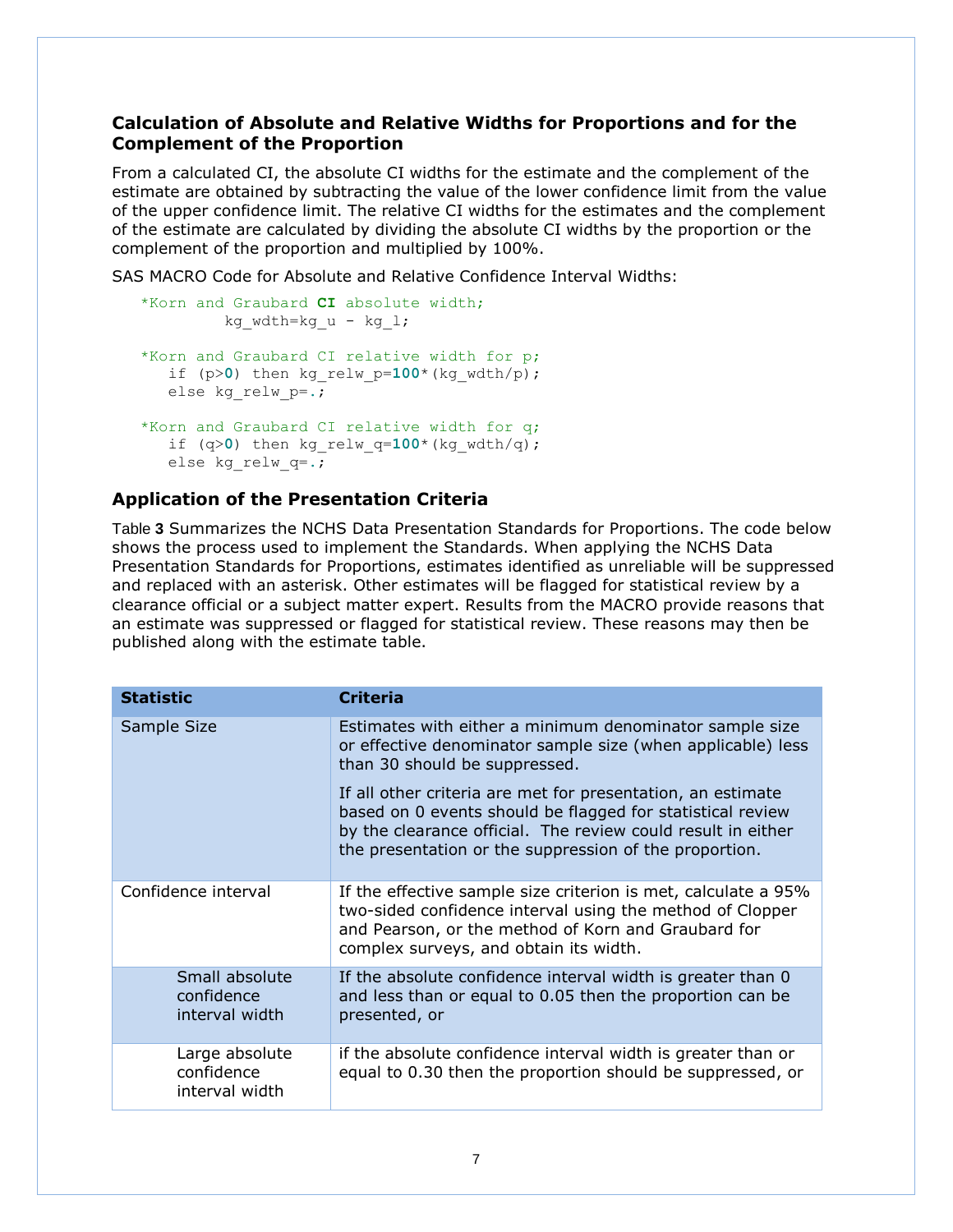### Calculation of Absolute and Relative Widths for Proportions and for the Complement of the Proportion

From a calculated CI, the absolute CI widths for the estimate and the complement of the estimate are obtained by subtracting the value of the lower confidence limit from the value of the upper confidence limit. The relative CI widths for the estimates and the complement of the estimate are calculated by dividing the absolute CI widths by the proportion or the complement of the proportion and multiplied by 100%.

SAS MACRO Code for Absolute and Relative Confidence Interval Widths:

```
*Korn and Graubard CI absolute width;
        kg_wdth=kg_u - kg_l;

*Korn and Graubard CI relative width for p;
   if (p>0) then kg_relw_p=100*(kg_wdth/p);
   else kg_relw_p=.;

*Korn and Graubard CI relative width for q;
   if (q>0) then kg_relw_q=100*(kg_wdth/q);
   else kg_relw_q=.;
```

### Application of the Presentation Criteria

Table **3** Summarizes the NCHS Data Presentation Standards for Proportions. The code below shows the process used to implement the Standards. When applying the NCHS Data Presentation Standards for Proportions, estimates identified as unreliable will be suppressed and replaced with an asterisk. Other estimates will be flagged for statistical review by a clearance official or a subject matter expert. Results from the MACRO provide reasons that an estimate was suppressed or flagged for statistical review. These reasons may then be published along with the estimate table.

| Statistic | Criteria |
|---|---|
| Sample Size | Estimates with either a minimum denominator sample size or effective denominator sample size (when applicable) less than 30 should be suppressed.<br><br>If all other criteria are met for presentation, an estimate based on 0 events should be flagged for statistical review by the clearance official. The review could result in either the presentation or the suppression of the proportion. |
| Confidence interval | If the effective sample size criterion is met, calculate a 95% two-sided confidence interval using the method of Clopper and Pearson, or the method of Korn and Graubard for complex surveys, and obtain its width. |
| Small absolute confidence interval width | If the absolute confidence interval width is greater than 0 and less than or equal to 0.05 then the proportion can be presented, or |
| Large absolute confidence interval width | if the absolute confidence interval width is greater than or equal to 0.30 then the proportion should be suppressed, or |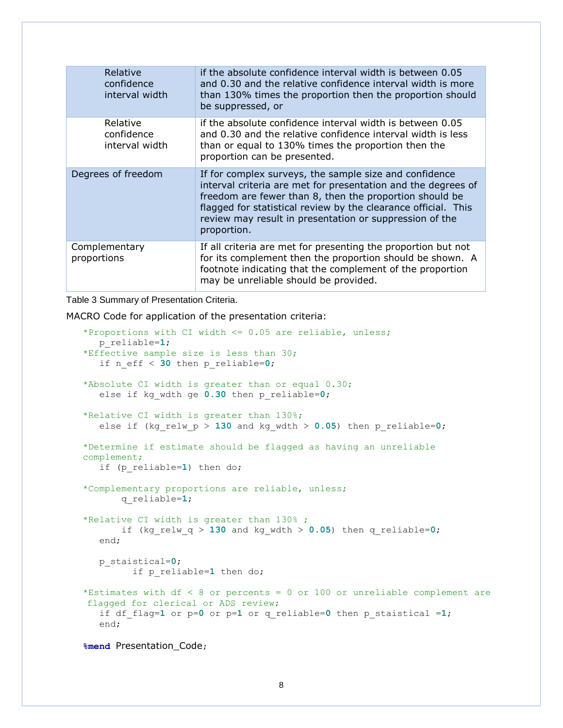| | |
|---|---|
| Relative confidence interval width | if the absolute confidence interval width is between 0.05 and 0.30 and the relative confidence interval width is more than 130% times the proportion then the proportion should be suppressed, or |
| Relative confidence interval width | if the absolute confidence interval width is between 0.05 and 0.30 and the relative confidence interval width is less than or equal to 130% times the proportion then the proportion can be presented. |
| Degrees of freedom | If for complex surveys, the sample size and confidence interval criteria are met for presentation and the degrees of freedom are fewer than 8, then the proportion should be flagged for statistical review by the clearance official. This review may result in presentation or suppression of the proportion. |
| Complementary proportions | If all criteria are met for presenting the proportion but not for its complement then the proportion should be shown. A footnote indicating that the complement of the proportion may be unreliable should be provided. |

Table 3 Summary of Presentation Criteria.

MACRO Code for application of the presentation criteria:

```
*Proportions with CI width <= 0.05 are reliable, unless;
   p_reliable=1;
*Effective sample size is less than 30;
   if n_eff < 30 then p_reliable=0;

*Absolute CI width is greater than or equal 0.30;
   else if kg_wdth ge 0.30 then p_reliable=0;

*Relative CI width is greater than 130%;
   else if (kg_relw_p > 130 and kg_wdth > 0.05) then p_reliable=0;

*Determine if estimate should be flagged as having an unreliable
complement;
   if (p_reliable=1) then do;

*Complementary proportions are reliable, unless;
      q_reliable=1;

*Relative CI width is greater than 130% ;
      if (kg_relw_q > 130 and kg_wdth > 0.05) then q_reliable=0;
   end;

   p_staistical=0;
         if p_reliable=1 then do;

*Estimates with df < 8 or percents = 0 or 100 or unreliable complement are
 flagged for clerical or ADS review;
   if df_flag=1 or p=0 or p=1 or q_reliable=0 then p_staistical =1;
   end;

%mend Presentation_Code;
```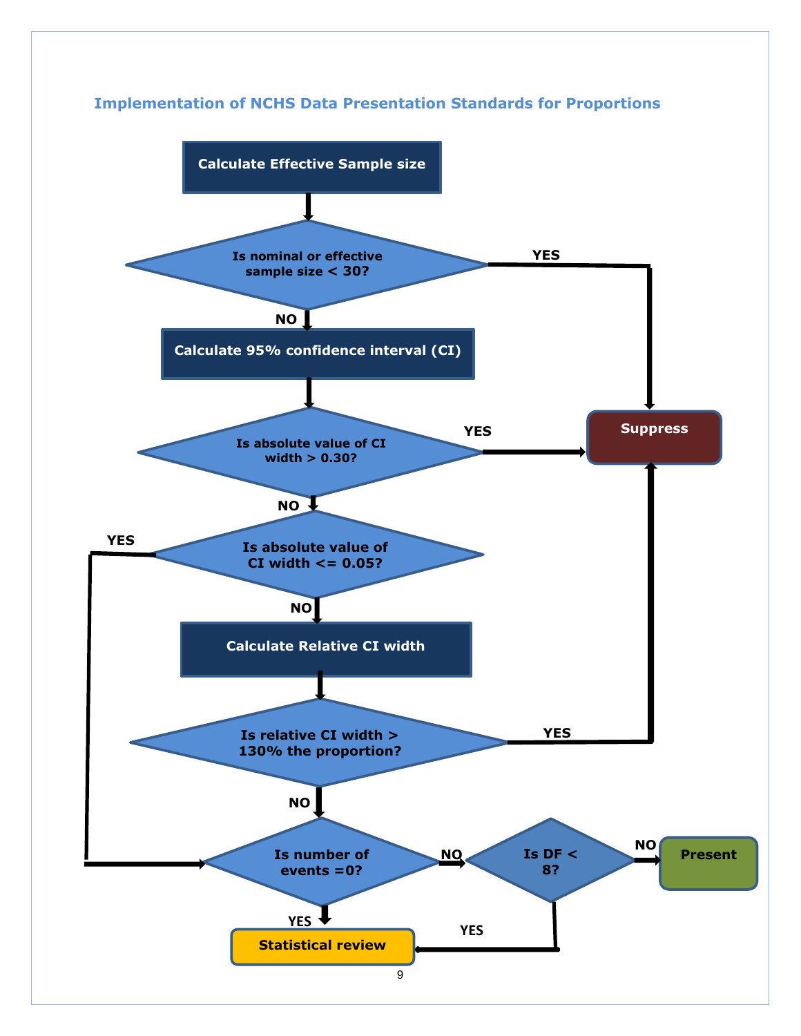## Implementation of NCHS Data Presentation Standards for Proportions

**Calculate Effective Sample size**

**Is nominal or effective sample size < 30?**

- YES → **Suppress**
- NO → **Calculate 95% confidence interval (CI)**

**Is absolute value of CI width > 0.30?**

- YES → **Suppress**
- NO → next step

**Is absolute value of CI width <= 0.05?**

- YES → **Is number of events =0?**
- NO → **Calculate Relative CI width**

**Is relative CI width > 130% the proportion?**

- YES → **Suppress**
- NO → next step

**Is number of events =0?**

- YES → **Statistical review**
- NO → next step

**Is DF < 8?**

- YES → **Statistical review**
- NO → **Present**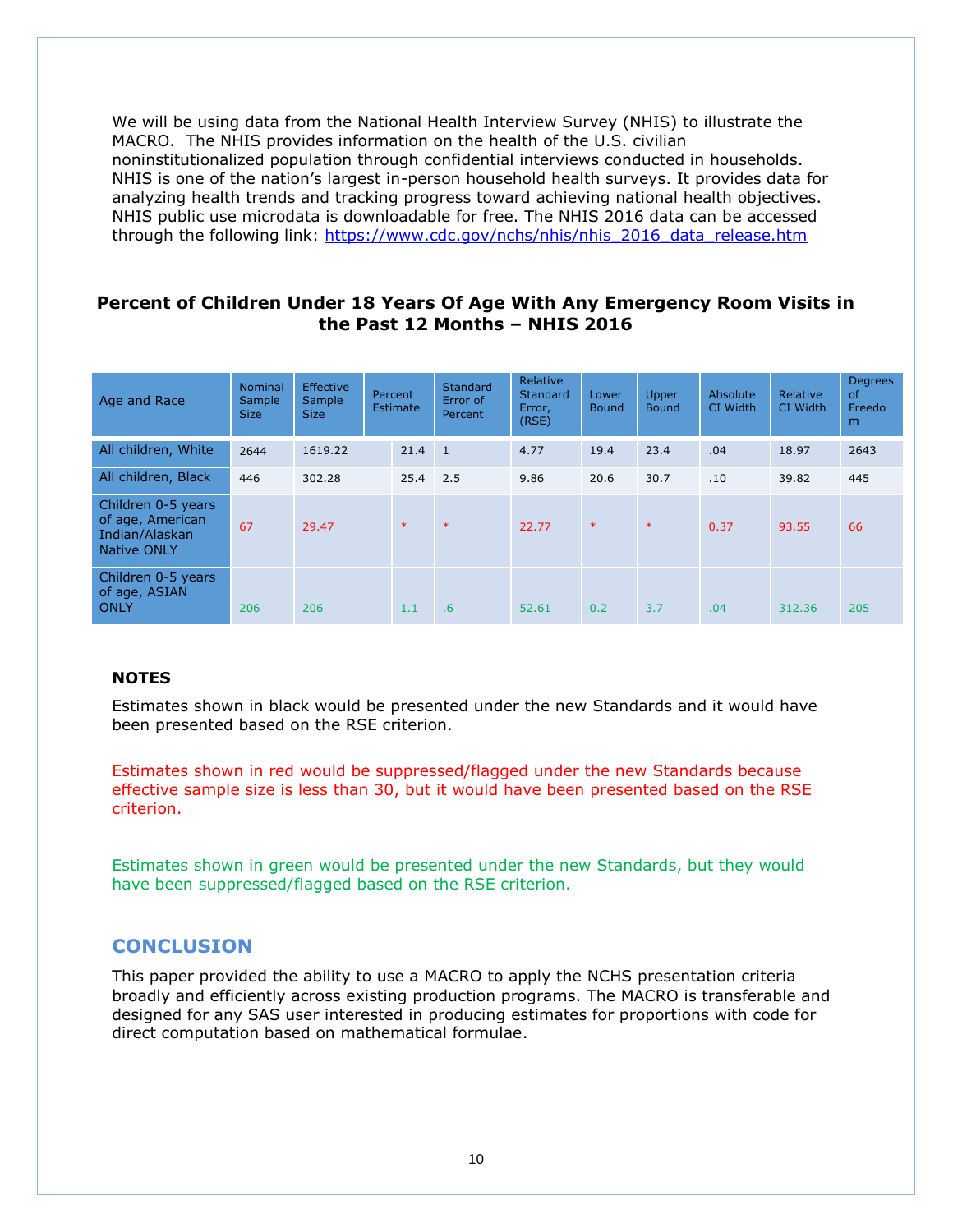We will be using data from the National Health Interview Survey (NHIS) to illustrate the MACRO. The NHIS provides information on the health of the U.S. civilian noninstitutionalized population through confidential interviews conducted in households. NHIS is one of the nation's largest in-person household health surveys. It provides data for analyzing health trends and tracking progress toward achieving national health objectives. NHIS public use microdata is downloadable for free. The NHIS 2016 data can be accessed through the following link: https://www.cdc.gov/nchs/nhis/nhis_2016_data_release.htm

### Percent of Children Under 18 Years Of Age With Any Emergency Room Visits in the Past 12 Months – NHIS 2016

| Age and Race | Nominal Sample Size | Effective Sample Size | Percent Estimate | Standard Error of Percent | Relative Standard Error, (RSE) | Lower Bound | Upper Bound | Absolute CI Width | Relative CI Width | Degrees of Freedom |
|---|---|---|---|---|---|---|---|---|---|---|
| All children, White | 2644 | 1619.22 | 21.4 | 1 | 4.77 | 19.4 | 23.4 | .04 | 18.97 | 2643 |
| All children, Black | 446 | 302.28 | 25.4 | 2.5 | 9.86 | 20.6 | 30.7 | .10 | 39.82 | 445 |
| Children 0-5 years of age, American Indian/Alaskan Native ONLY | 67 | 29.47 | * | * | 22.77 | * | * | 0.37 | 93.55 | 66 |
| Children 0-5 years of age, ASIAN ONLY | 206 | 206 | 1.1 | .6 | 52.61 | 0.2 | 3.7 | .04 | 312.36 | 205 |

**NOTES**

Estimates shown in black would be presented under the new Standards and it would have been presented based on the RSE criterion.

Estimates shown in red would be suppressed/flagged under the new Standards because effective sample size is less than 30, but it would have been presented based on the RSE criterion.

Estimates shown in green would be presented under the new Standards, but they would have been suppressed/flagged based on the RSE criterion.

## CONCLUSION

This paper provided the ability to use a MACRO to apply the NCHS presentation criteria broadly and efficiently across existing production programs. The MACRO is transferable and designed for any SAS user interested in producing estimates for proportions with code for direct computation based on mathematical formulae.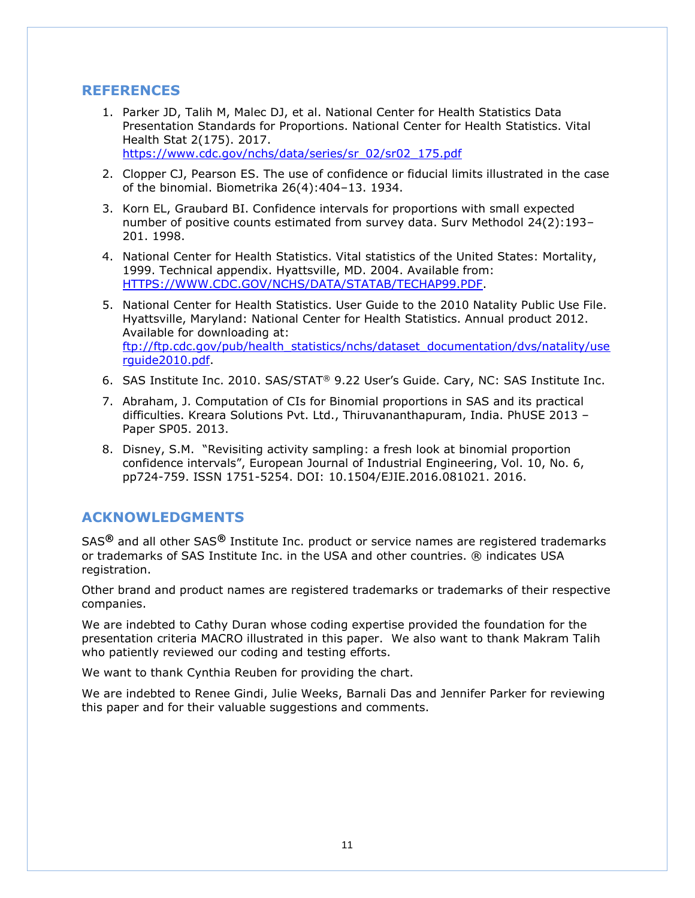## REFERENCES

1. Parker JD, Talih M, Malec DJ, et al. National Center for Health Statistics Data Presentation Standards for Proportions. National Center for Health Statistics. Vital Health Stat 2(175). 2017. https://www.cdc.gov/nchs/data/series/sr_02/sr02_175.pdf
2. Clopper CJ, Pearson ES. The use of confidence or fiducial limits illustrated in the case of the binomial. Biometrika 26(4):404–13. 1934.
3. Korn EL, Graubard BI. Confidence intervals for proportions with small expected number of positive counts estimated from survey data. Surv Methodol 24(2):193–201. 1998.
4. National Center for Health Statistics. Vital statistics of the United States: Mortality, 1999. Technical appendix. Hyattsville, MD. 2004. Available from: HTTPS://WWW.CDC.GOV/NCHS/DATA/STATAB/TECHAP99.PDF.
5. National Center for Health Statistics. User Guide to the 2010 Natality Public Use File. Hyattsville, Maryland: National Center for Health Statistics. Annual product 2012. Available for downloading at: ftp://ftp.cdc.gov/pub/health_statistics/nchs/dataset_documentation/dvs/natality/userguide2010.pdf.
6. SAS Institute Inc. 2010. SAS/STAT® 9.22 User's Guide. Cary, NC: SAS Institute Inc.
7. Abraham, J. Computation of CIs for Binomial proportions in SAS and its practical difficulties. Kreara Solutions Pvt. Ltd., Thiruvananthapuram, India. PhUSE 2013 – Paper SP05. 2013.
8. Disney, S.M. "Revisiting activity sampling: a fresh look at binomial proportion confidence intervals", European Journal of Industrial Engineering, Vol. 10, No. 6, pp724-759. ISSN 1751-5254. DOI: 10.1504/EJIE.2016.081021. 2016.

## ACKNOWLEDGMENTS

SAS® and all other SAS® Institute Inc. product or service names are registered trademarks or trademarks of SAS Institute Inc. in the USA and other countries. ® indicates USA registration.

Other brand and product names are registered trademarks or trademarks of their respective companies.

We are indebted to Cathy Duran whose coding expertise provided the foundation for the presentation criteria MACRO illustrated in this paper. We also want to thank Makram Talih who patiently reviewed our coding and testing efforts.

We want to thank Cynthia Reuben for providing the chart.

We are indebted to Renee Gindi, Julie Weeks, Barnali Das and Jennifer Parker for reviewing this paper and for their valuable suggestions and comments.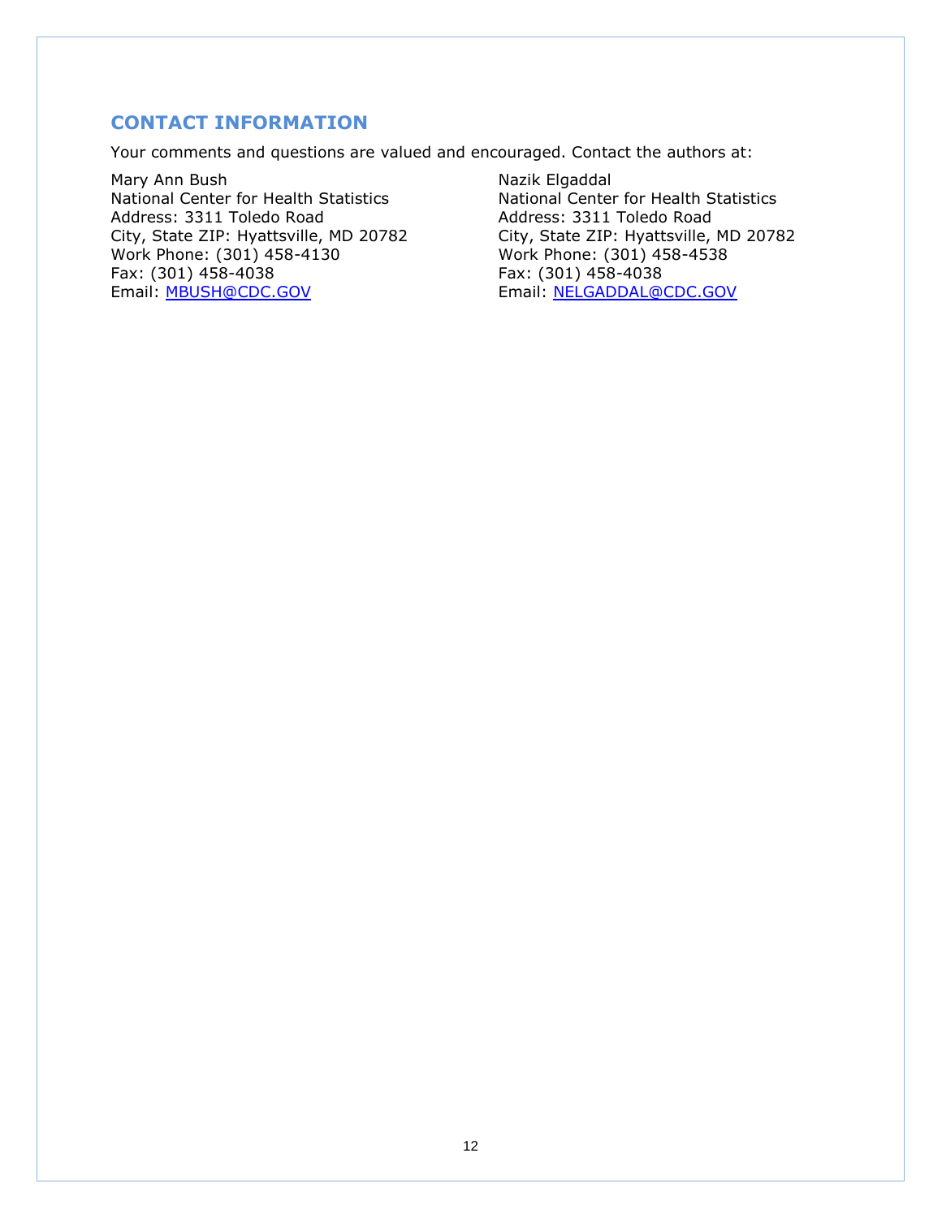## CONTACT INFORMATION

Your comments and questions are valued and encouraged. Contact the authors at:

Mary Ann Bush
National Center for Health Statistics
Address: 3311 Toledo Road
City, State ZIP: Hyattsville, MD 20782
Work Phone: (301) 458-4130
Fax: (301) 458-4038
Email: MBUSH@CDC.GOV

Nazik Elgaddal
National Center for Health Statistics
Address: 3311 Toledo Road
City, State ZIP: Hyattsville, MD 20782
Work Phone: (301) 458-4538
Fax: (301) 458-4038
Email: NELGADDAL@CDC.GOV